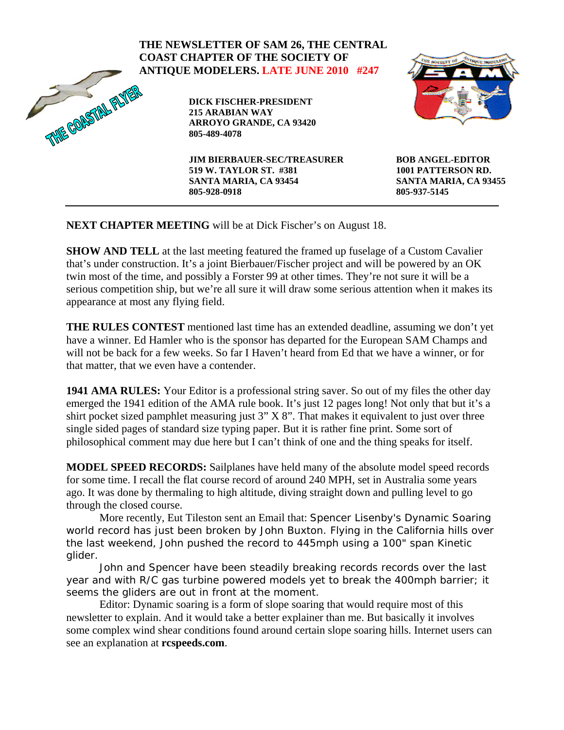# THE NEWSLETTER OF SAM 26, THE CENTRAL COAST CHAPTER OF THE SOCIETY OF ANTIQUE MODELERS. LATE JUNE 2010 #247

THE COASTAL FLYER

**DICK FISCHER-PRESIDENT**
**215 ARABIAN WAY**
**ARROYO GRANDE, CA 93420**
**805-489-4078**

**JIM BIERBAUER-SEC/TREASURER**
**519 W. TAYLOR ST. #381**
**SANTA MARIA, CA 93454**
**805-928-0918**

**BOB ANGEL-EDITOR**
**1001 PATTERSON RD.**
**SANTA MARIA, CA 93455**
**805-937-5145**

---

**NEXT CHAPTER MEETING** will be at Dick Fischer's on August 18.

**SHOW AND TELL** at the last meeting featured the framed up fuselage of a Custom Cavalier that's under construction. It's a joint Bierbauer/Fischer project and will be powered by an OK twin most of the time, and possibly a Forster 99 at other times. They're not sure it will be a serious competition ship, but we're all sure it will draw some serious attention when it makes its appearance at most any flying field.

**THE RULES CONTEST** mentioned last time has an extended deadline, assuming we don't yet have a winner. Ed Hamler who is the sponsor has departed for the European SAM Champs and will not be back for a few weeks. So far I Haven't heard from Ed that we have a winner, or for that matter, that we even have a contender.

**1941 AMA RULES:** Your Editor is a professional string saver. So out of my files the other day emerged the 1941 edition of the AMA rule book. It's just 12 pages long! Not only that but it's a shirt pocket sized pamphlet measuring just 3" X 8". That makes it equivalent to just over three single sided pages of standard size typing paper. But it is rather fine print. Some sort of philosophical comment may due here but I can't think of one and the thing speaks for itself.

**MODEL SPEED RECORDS:** Sailplanes have held many of the absolute model speed records for some time. I recall the flat course record of around 240 MPH, set in Australia some years ago. It was done by thermaling to high altitude, diving straight down and pulling level to go through the closed course.

More recently, Eut Tileston sent an Email that: Spencer Lisenby's Dynamic Soaring world record has just been broken by John Buxton. Flying in the California hills over the last weekend, John pushed the record to 445mph using a 100" span Kinetic glider.

John and Spencer have been steadily breaking records records over the last year and with R/C gas turbine powered models yet to break the 400mph barrier; it seems the gliders are out in front at the moment.

Editor: Dynamic soaring is a form of slope soaring that would require most of this newsletter to explain. And it would take a better explainer than me. But basically it involves some complex wind shear conditions found around certain slope soaring hills. Internet users can see an explanation at **rcspeeds.com**.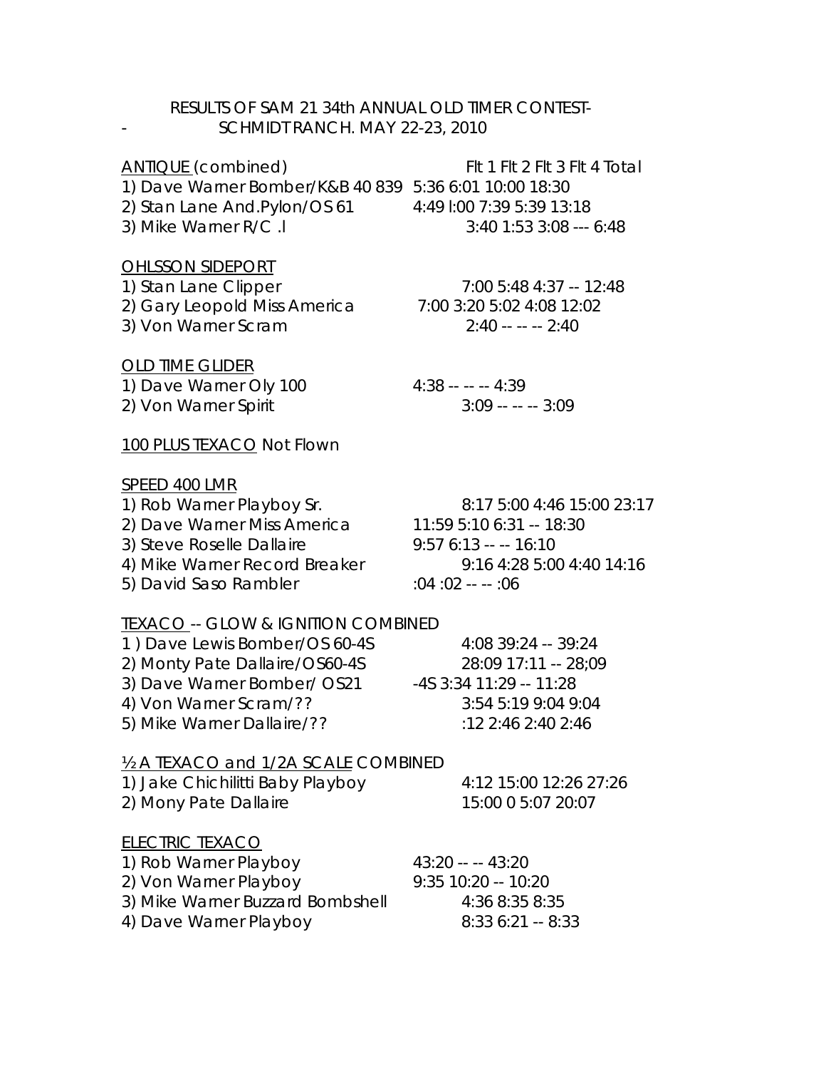RESULTS OF SAM 21 34th ANNUAL OLD TIMER CONTEST-
\- SCHMIDT RANCH. MAY 22-23, 2010

ANTIQUE (combined) Flt 1 Flt 2 Flt 3 Flt 4 Total
1) Dave Warner Bomber/K&B 40 839 5:36 6:01 10:00 18:30
2) Stan Lane And.Pylon/OS 61 4:49 l:00 7:39 5:39 13:18
3) Mike Warner R/C .l 3:40 1:53 3:08 --- 6:48

OHLSSON SIDEPORT
1) Stan Lane Clipper 7:00 5:48 4:37 -- 12:48
2) Gary Leopold Miss America 7:00 3:20 5:02 4:08 12:02
3) Von Warner Scram 2:40 -- -- -- 2:40

OLD TIME GLIDER
1) Dave Warner Oly 100 4:38 -- -- -- 4:39
2) Von Warner Spirit 3:09 -- -- -- 3:09

100 PLUS TEXACO Not Flown

SPEED 400 LMR
1) Rob Warner Playboy Sr. 8:17 5:00 4:46 15:00 23:17
2) Dave Warner Miss America 11:59 5:10 6:31 -- 18:30
3) Steve Roselle Dallaire 9:57 6:13 -- -- 16:10
4) Mike Warner Record Breaker 9:16 4:28 5:00 4:40 14:16
5) David Saso Rambler :04 :02 -- -- :06

TEXACO -- GLOW & IGNITION COMBINED
1 ) Dave Lewis Bomber/OS 60-4S 4:08 39:24 -- 39:24
2) Monty Pate Dallaire/OS60-4S 28:09 17:11 -- 28;09
3) Dave Warner Bomber/ OS21 -4S 3:34 11:29 -- 11:28
4) Von Warner Scram/?? 3:54 5:19 9:04 9:04
5) Mike Warner Dallaire/?? :12 2:46 2:40 2:46

½ A TEXACO and 1/2A SCALE COMBINED
1) Jake Chichilitti Baby Playboy 4:12 15:00 12:26 27:26
2) Mony Pate Dallaire 15:00 0 5:07 20:07

ELECTRIC TEXACO
1) Rob Warner Playboy 43:20 -- -- 43:20
2) Von Warner Playboy 9:35 10:20 -- 10:20
3) Mike Warner Buzzard Bombshell 4:36 8:35 8:35
4) Dave Warner Playboy 8:33 6:21 -- 8:33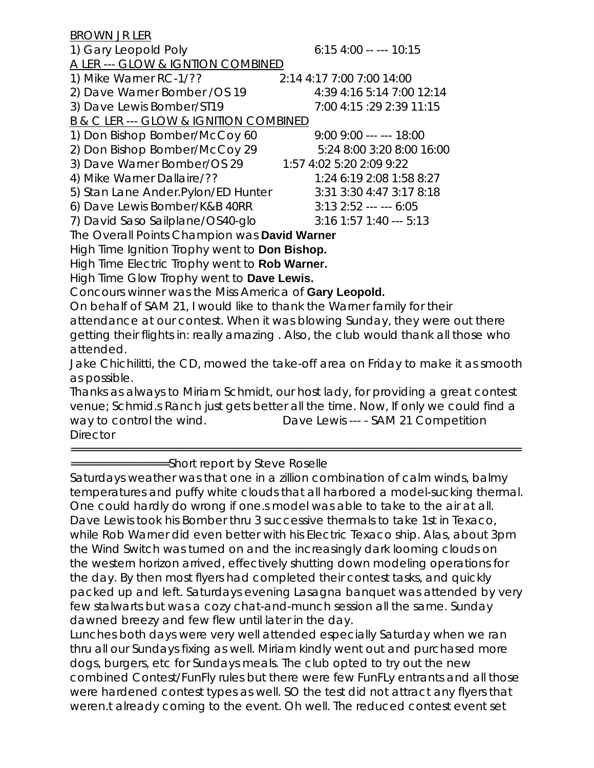BROWN JR LER

1) Gary Leopold Poly 6:15 4:00 -- --- 10:15

A LER --- GLOW & IGNTION COMBINED

1) Mike Warner RC-1/?? 2:14 4:17 7:00 7:00 14:00

2) Dave Warner Bomber /OS 19 4:39 4:16 5:14 7:00 12:14

3) Dave Lewis Bomber/ST19 7:00 4:15 :29 2:39 11:15

B & C LER --- GLOW & IGNITION COMBINED

1) Don Bishop Bomber/McCoy 60 9:00 9:00 --- --- 18:00

2) Don Bishop Bomber/McCoy 29 5:24 8:00 3:20 8:00 16:00

3) Dave Warner Bomber/OS 29 1:57 4:02 5:20 2:09 9:22

4) Mike Warner Dallaire/?? 1:24 6:19 2:08 1:58 8:27

5) Stan Lane Ander.Pylon/ED Hunter 3:31 3:30 4:47 3:17 8:18

6) Dave Lewis Bomber/K&B 40RR 3:13 2:52 --- --- 6:05

7) David Saso Sailplane/OS40-glo 3:16 1:57 1:40 --- 5:13

The Overall Points Champion was **David Warner**

High Time Ignition Trophy went to **Don Bishop.**

High Time Electric Trophy went to **Rob Warner.**

High Time Glow Trophy went to **Dave Lewis.**

Concours winner was the Miss America of **Gary Leopold.**

On behalf of SAM 21, I would like to thank the Warner family for their attendance at our contest. When it was blowing Sunday, they were out there getting their flights in: really amazing . Also, the club would thank all those who attended.

Jake Chichilitti, the CD, mowed the take-off area on Friday to make it as smooth as possible.

Thanks as always to Miriam Schmidt, our host lady, for providing a great contest venue; Schmid.s Ranch just gets better all the time. Now, If only we could find a way to control the wind. Dave Lewis --- - SAM 21 Competition Director

---

Short report by Steve Roselle

Saturdays weather was that one in a zillion combination of calm winds, balmy temperatures and puffy white clouds that all harbored a model-sucking thermal. One could hardly do wrong if one.s model was able to take to the air at all. Dave Lewis took his Bomber thru 3 successive thermals to take 1st in Texaco, while Rob Warner did even better with his Electric Texaco ship. Alas, about 3pm the Wind Switch was turned on and the increasingly dark looming clouds on the western horizon arrived, effectively shutting down modeling operations for the day. By then most flyers had completed their contest tasks, and quickly packed up and left. Saturdays evening Lasagna banquet was attended by very few stalwarts but was a cozy chat-and-munch session all the same. Sunday dawned breezy and few flew until later in the day.

Lunches both days were very well attended especially Saturday when we ran thru all our Sundays fixing as well. Miriam kindly went out and purchased more dogs, burgers, etc for Sundays meals. The club opted to try out the new combined Contest/FunFly rules but there were few FunFLy entrants and all those were hardened contest types as well. SO the test did not attract any flyers that weren.t already coming to the event. Oh well. The reduced contest event set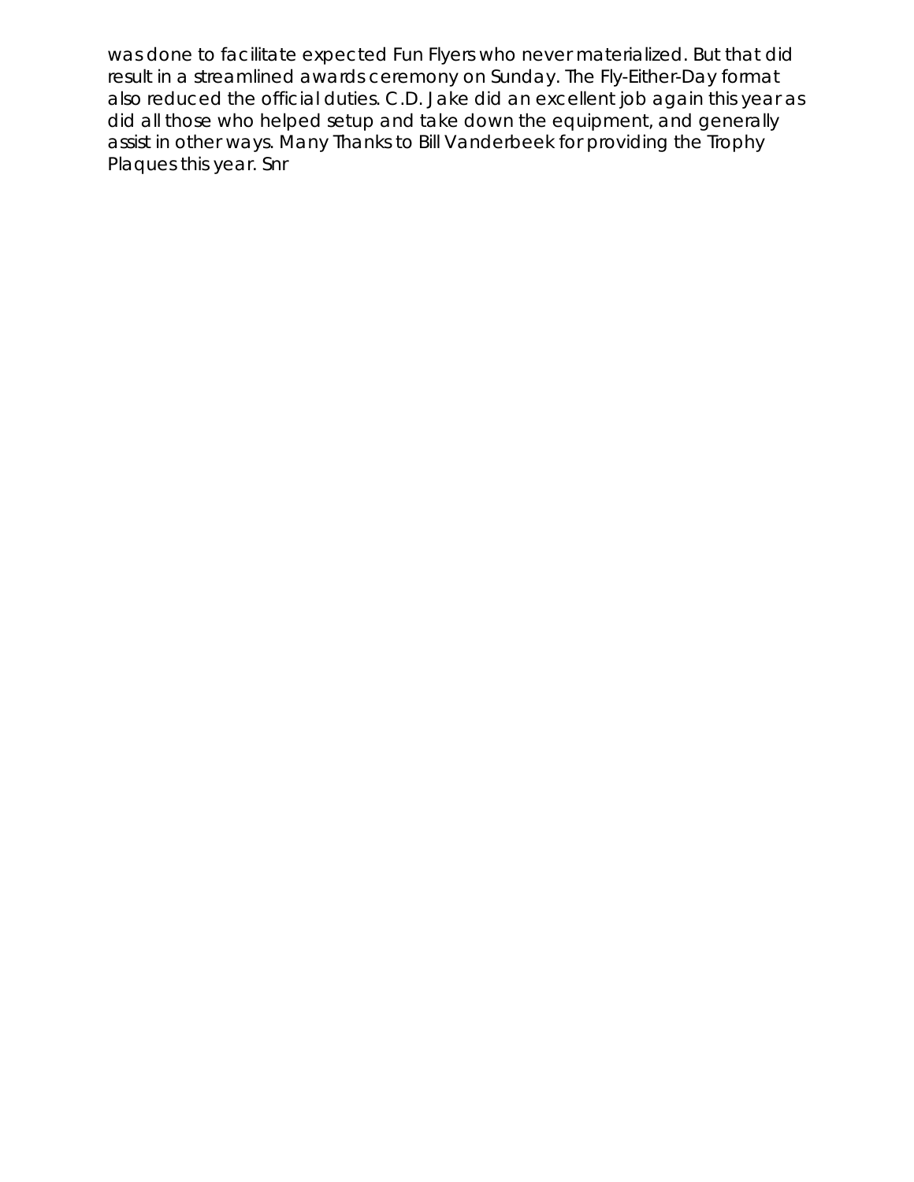was done to facilitate expected Fun Flyers who never materialized. But that did result in a streamlined awards ceremony on Sunday. The Fly-Either-Day format also reduced the official duties. C.D. Jake did an excellent job again this year as did all those who helped setup and take down the equipment, and generally assist in other ways. Many Thanks to Bill Vanderbeek for providing the Trophy Plaques this year. Snr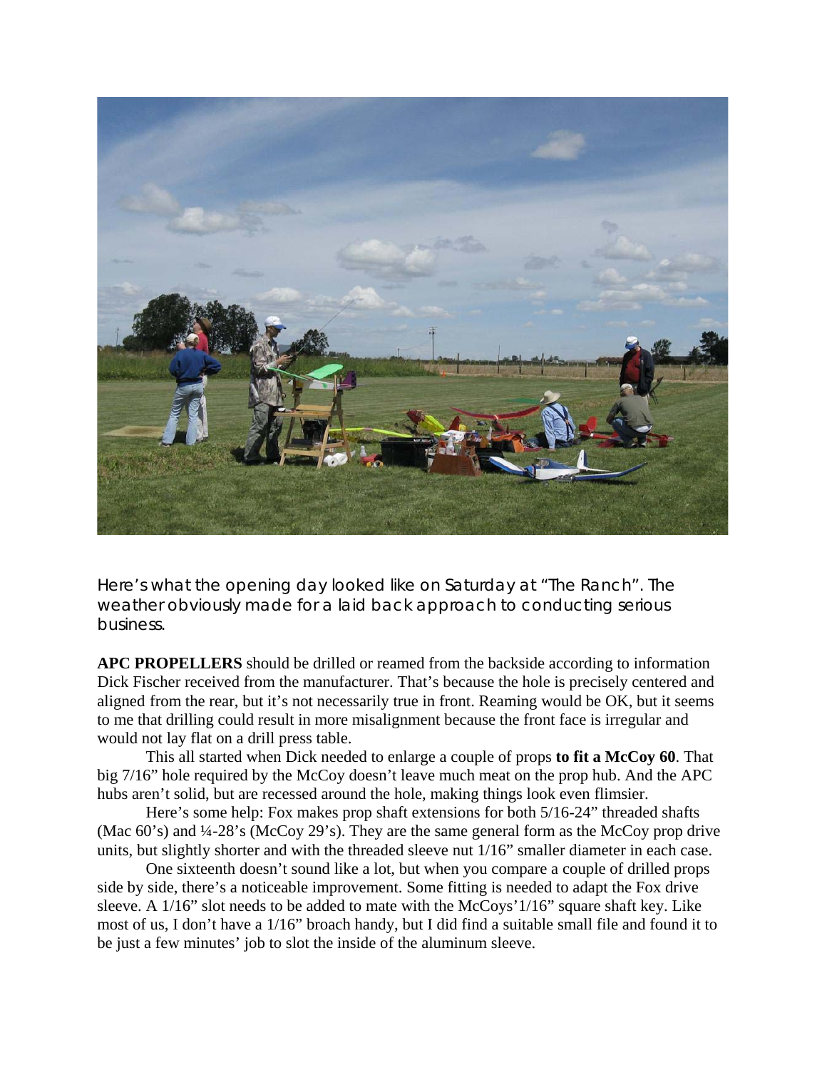Here's what the opening day looked like on Saturday at "The Ranch". The weather obviously made for a laid back approach to conducting serious business.

**APC PROPELLERS** should be drilled or reamed from the backside according to information Dick Fischer received from the manufacturer. That's because the hole is precisely centered and aligned from the rear, but it's not necessarily true in front. Reaming would be OK, but it seems to me that drilling could result in more misalignment because the front face is irregular and would not lay flat on a drill press table.

This all started when Dick needed to enlarge a couple of props **to fit a McCoy 60**. That big 7/16" hole required by the McCoy doesn't leave much meat on the prop hub. And the APC hubs aren't solid, but are recessed around the hole, making things look even flimsier.

Here's some help: Fox makes prop shaft extensions for both 5/16-24" threaded shafts (Mac 60's) and ¼-28's (McCoy 29's). They are the same general form as the McCoy prop drive units, but slightly shorter and with the threaded sleeve nut 1/16" smaller diameter in each case.

One sixteenth doesn't sound like a lot, but when you compare a couple of drilled props side by side, there's a noticeable improvement. Some fitting is needed to adapt the Fox drive sleeve. A 1/16" slot needs to be added to mate with the McCoys'1/16" square shaft key. Like most of us, I don't have a 1/16" broach handy, but I did find a suitable small file and found it to be just a few minutes' job to slot the inside of the aluminum sleeve.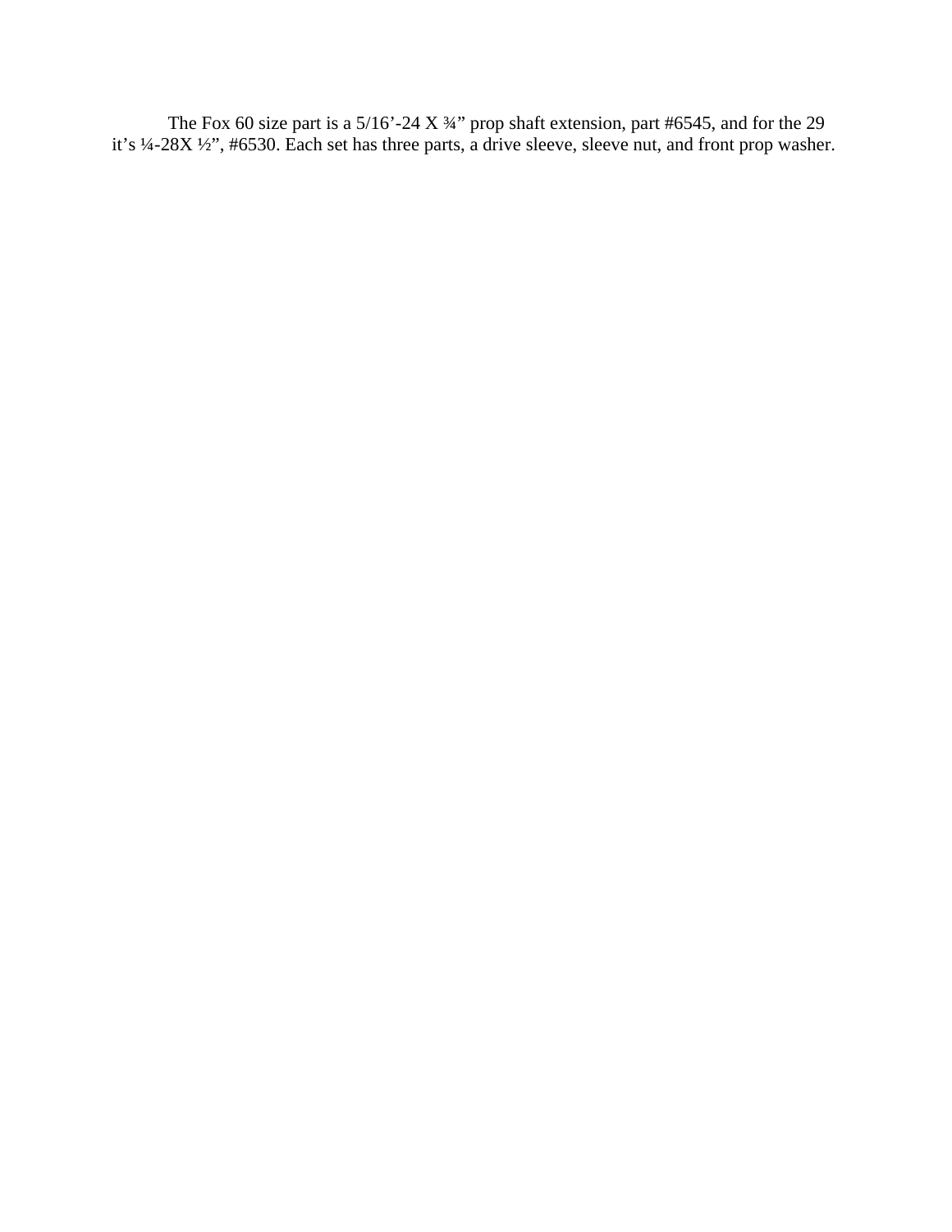The Fox 60 size part is a 5/16’-24 X ¾” prop shaft extension, part #6545, and for the 29 it’s ¼-28X ½”, #6530. Each set has three parts, a drive sleeve, sleeve nut, and front prop washer.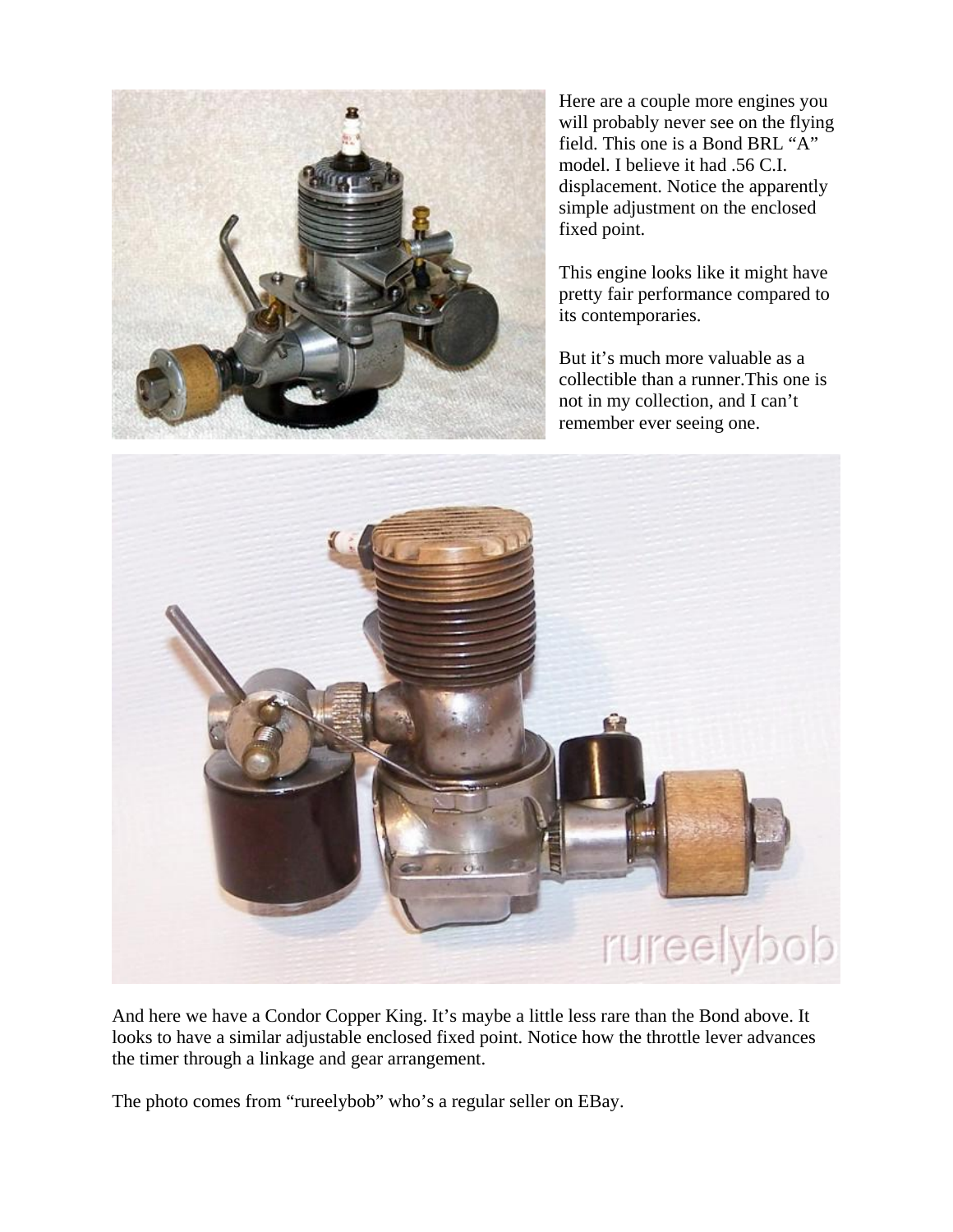Here are a couple more engines you will probably never see on the flying field. This one is a Bond BRL “A” model. I believe it had .56 C.I. displacement. Notice the apparently simple adjustment on the enclosed fixed point.

This engine looks like it might have pretty fair performance compared to its contemporaries.

But it’s much more valuable as a collectible than a runner.This one is not in my collection, and I can’t remember ever seeing one.

And here we have a Condor Copper King. It’s maybe a little less rare than the Bond above. It looks to have a similar adjustable enclosed fixed point. Notice how the throttle lever advances the timer through a linkage and gear arrangement.

The photo comes from “rureelybob” who’s a regular seller on EBay.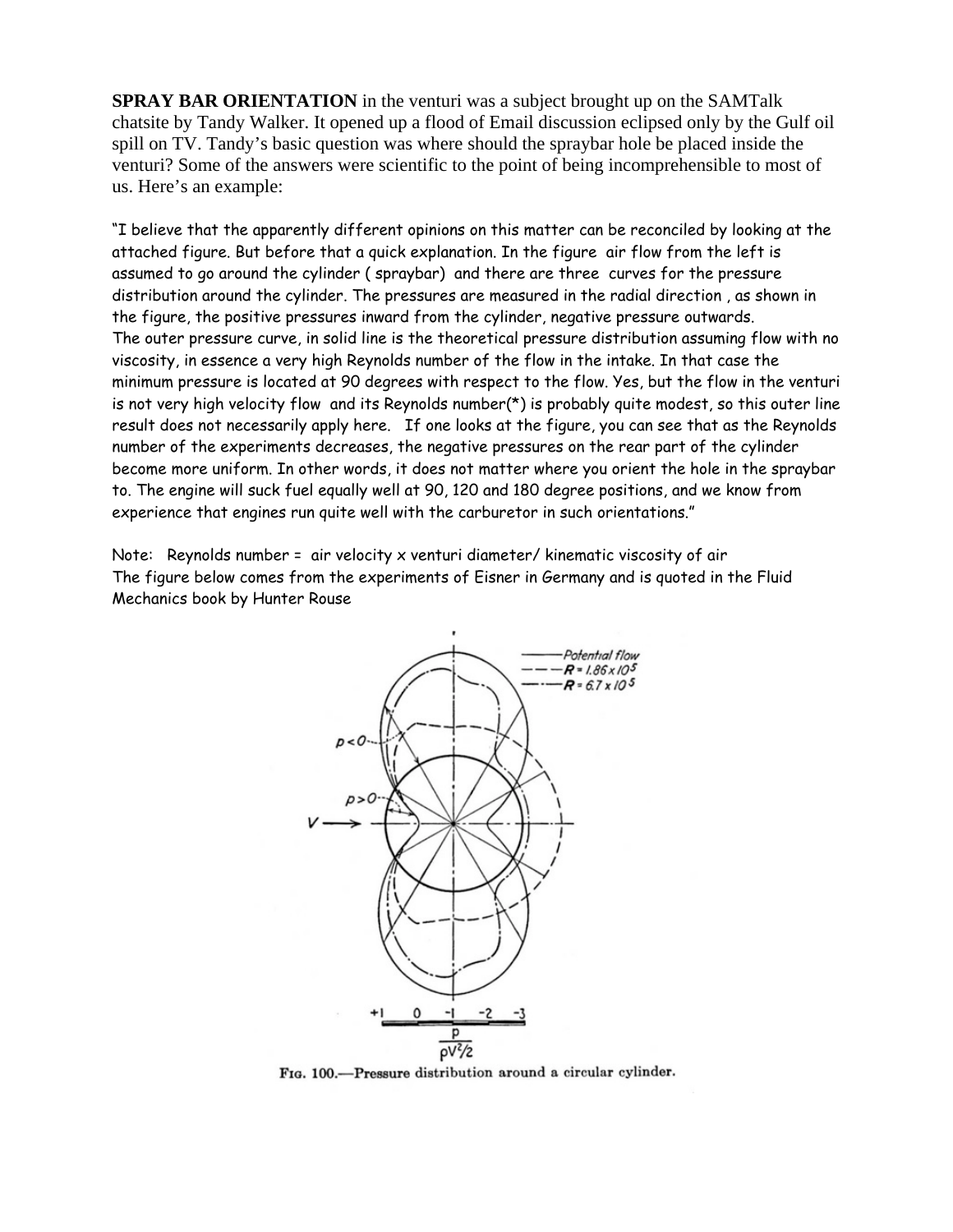**SPRAY BAR ORIENTATION** in the venturi was a subject brought up on the SAMTalk chatsite by Tandy Walker. It opened up a flood of Email discussion eclipsed only by the Gulf oil spill on TV. Tandy's basic question was where should the spraybar hole be placed inside the venturi? Some of the answers were scientific to the point of being incomprehensible to most of us. Here's an example:

"I believe that the apparently different opinions on this matter can be reconciled by looking at the attached figure. But before that a quick explanation. In the figure air flow from the left is assumed to go around the cylinder ( spraybar) and there are three curves for the pressure distribution around the cylinder. The pressures are measured in the radial direction , as shown in the figure, the positive pressures inward from the cylinder, negative pressure outwards.
The outer pressure curve, in solid line is the theoretical pressure distribution assuming flow with no viscosity, in essence a very high Reynolds number of the flow in the intake. In that case the minimum pressure is located at 90 degrees with respect to the flow. Yes, but the flow in the venturi is not very high velocity flow and its Reynolds number(*) is probably quite modest, so this outer line result does not necessarily apply here. If one looks at the figure, you can see that as the Reynolds number of the experiments decreases, the negative pressures on the rear part of the cylinder become more uniform. In other words, it does not matter where you orient the hole in the spraybar to. The engine will suck fuel equally well at 90, 120 and 180 degree positions, and we know from experience that engines run quite well with the carburetor in such orientations."

Note: Reynolds number = air velocity x venturi diameter/ kinematic viscosity of air
The figure below comes from the experiments of Eisner in Germany and is quoted in the Fluid Mechanics book by Hunter Rouse

Fig. 100.—Pressure distribution around a circular cylinder.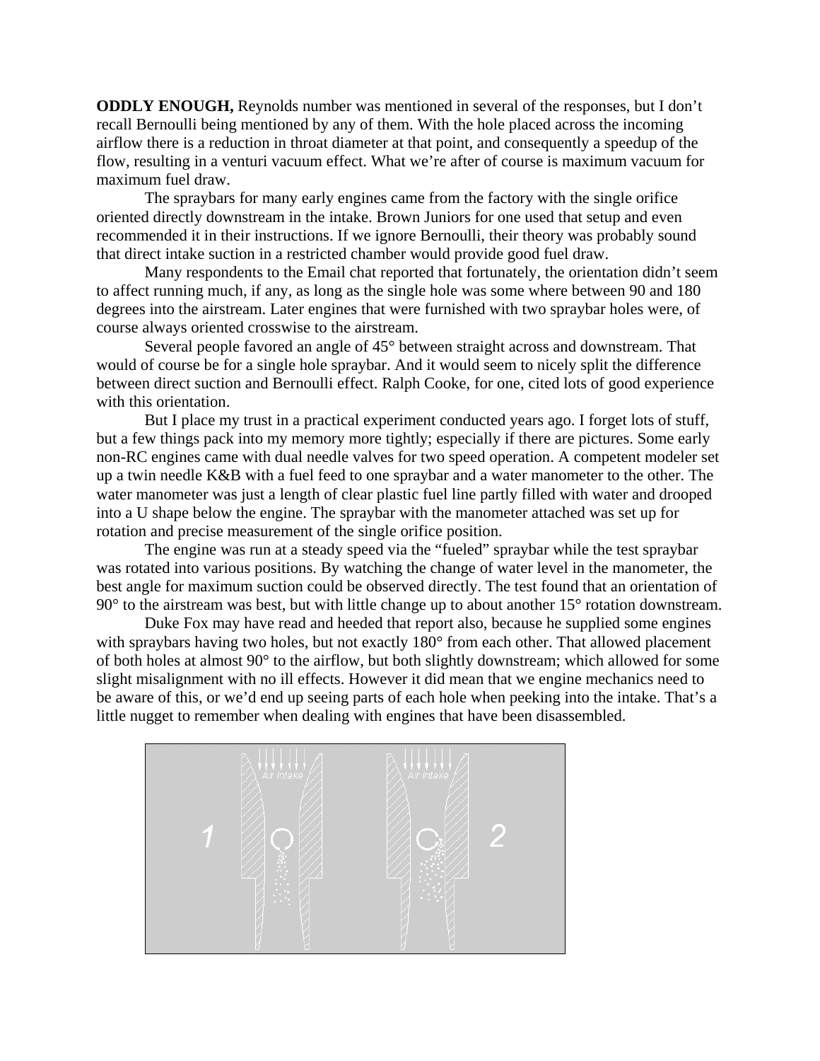**ODDLY ENOUGH,** Reynolds number was mentioned in several of the responses, but I don't recall Bernoulli being mentioned by any of them. With the hole placed across the incoming airflow there is a reduction in throat diameter at that point, and consequently a speedup of the flow, resulting in a venturi vacuum effect. What we're after of course is maximum vacuum for maximum fuel draw.

The spraybars for many early engines came from the factory with the single orifice oriented directly downstream in the intake. Brown Juniors for one used that setup and even recommended it in their instructions. If we ignore Bernoulli, their theory was probably sound that direct intake suction in a restricted chamber would provide good fuel draw.

Many respondents to the Email chat reported that fortunately, the orientation didn't seem to affect running much, if any, as long as the single hole was some where between 90 and 180 degrees into the airstream. Later engines that were furnished with two spraybar holes were, of course always oriented crosswise to the airstream.

Several people favored an angle of 45° between straight across and downstream. That would of course be for a single hole spraybar. And it would seem to nicely split the difference between direct suction and Bernoulli effect. Ralph Cooke, for one, cited lots of good experience with this orientation.

But I place my trust in a practical experiment conducted years ago. I forget lots of stuff, but a few things pack into my memory more tightly; especially if there are pictures. Some early non-RC engines came with dual needle valves for two speed operation. A competent modeler set up a twin needle K&B with a fuel feed to one spraybar and a water manometer to the other. The water manometer was just a length of clear plastic fuel line partly filled with water and drooped into a U shape below the engine. The spraybar with the manometer attached was set up for rotation and precise measurement of the single orifice position.

The engine was run at a steady speed via the "fueled" spraybar while the test spraybar was rotated into various positions. By watching the change of water level in the manometer, the best angle for maximum suction could be observed directly. The test found that an orientation of 90° to the airstream was best, but with little change up to about another 15° rotation downstream.

Duke Fox may have read and heeded that report also, because he supplied some engines with spraybars having two holes, but not exactly 180° from each other. That allowed placement of both holes at almost 90° to the airflow, but both slightly downstream; which allowed for some slight misalignment with no ill effects. However it did mean that we engine mechanics need to be aware of this, or we'd end up seeing parts of each hole when peeking into the intake. That's a little nugget to remember when dealing with engines that have been disassembled.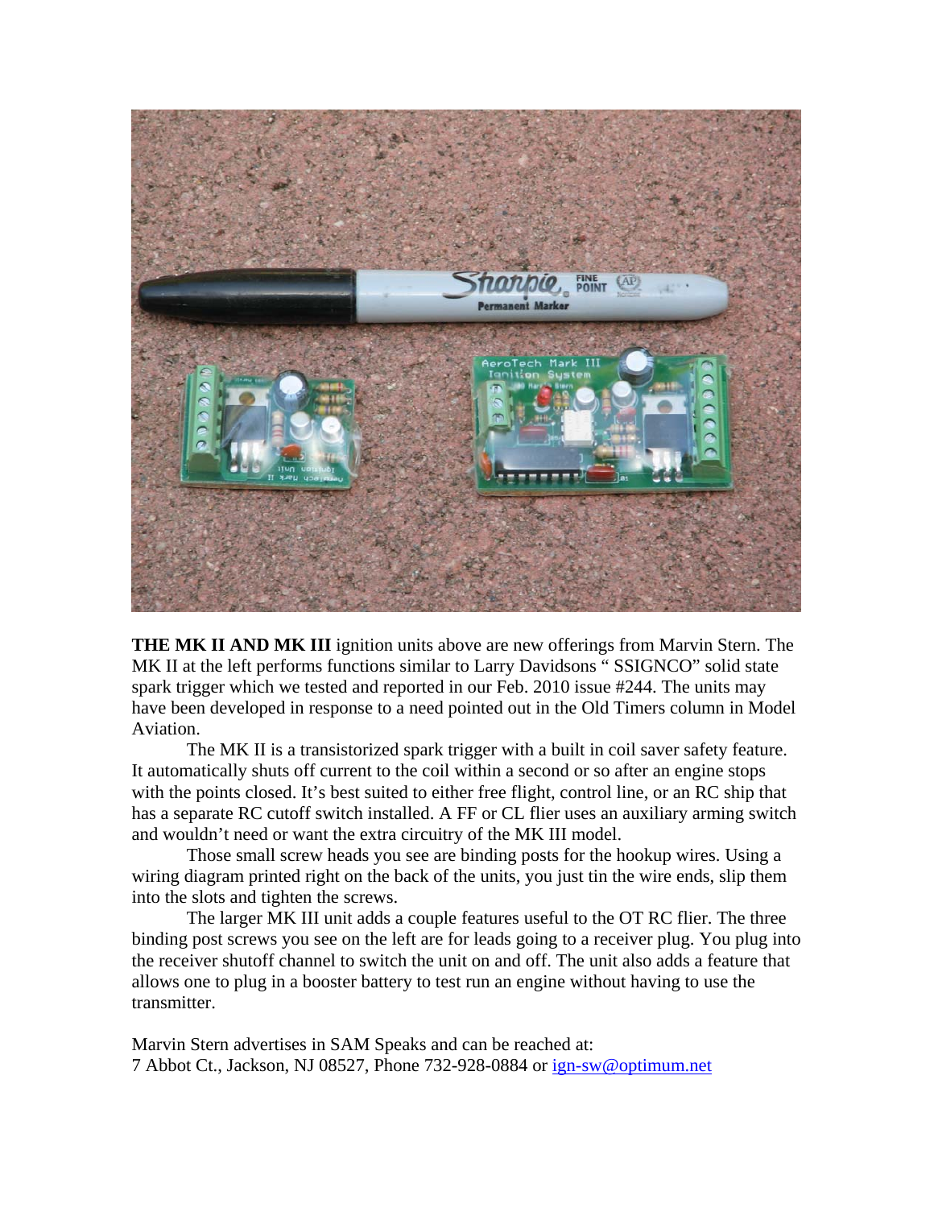**THE MK II AND MK III** ignition units above are new offerings from Marvin Stern. The MK II at the left performs functions similar to Larry Davidsons " SSIGNCO" solid state spark trigger which we tested and reported in our Feb. 2010 issue #244. The units may have been developed in response to a need pointed out in the Old Timers column in Model Aviation.

The MK II is a transistorized spark trigger with a built in coil saver safety feature. It automatically shuts off current to the coil within a second or so after an engine stops with the points closed. It's best suited to either free flight, control line, or an RC ship that has a separate RC cutoff switch installed. A FF or CL flier uses an auxiliary arming switch and wouldn't need or want the extra circuitry of the MK III model.

Those small screw heads you see are binding posts for the hookup wires. Using a wiring diagram printed right on the back of the units, you just tin the wire ends, slip them into the slots and tighten the screws.

The larger MK III unit adds a couple features useful to the OT RC flier. The three binding post screws you see on the left are for leads going to a receiver plug. You plug into the receiver shutoff channel to switch the unit on and off. The unit also adds a feature that allows one to plug in a booster battery to test run an engine without having to use the transmitter.

Marvin Stern advertises in SAM Speaks and can be reached at:
7 Abbot Ct., Jackson, NJ 08527, Phone 732-928-0884 or ign-sw@optimum.net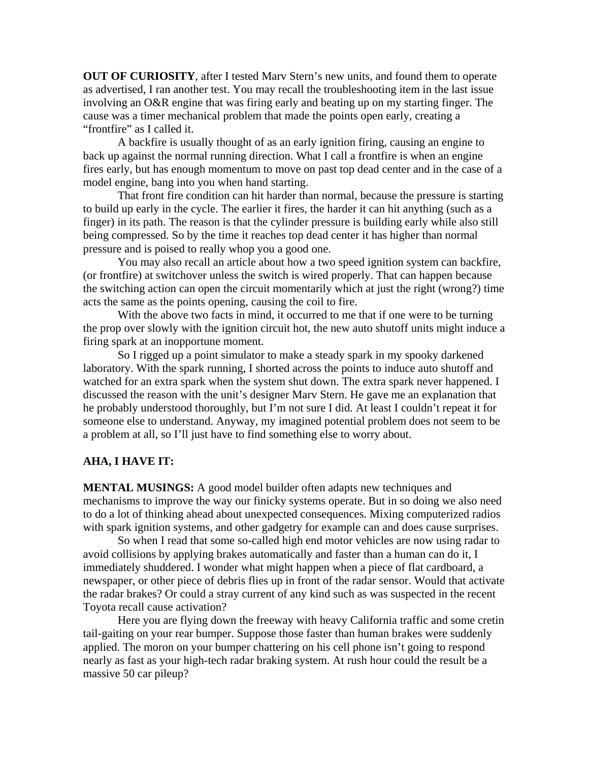**OUT OF CURIOSITY**, after I tested Marv Stern's new units, and found them to operate as advertised, I ran another test. You may recall the troubleshooting item in the last issue involving an O&R engine that was firing early and beating up on my starting finger. The cause was a timer mechanical problem that made the points open early, creating a "frontfire" as I called it.

A backfire is usually thought of as an early ignition firing, causing an engine to back up against the normal running direction. What I call a frontfire is when an engine fires early, but has enough momentum to move on past top dead center and in the case of a model engine, bang into you when hand starting.

That front fire condition can hit harder than normal, because the pressure is starting to build up early in the cycle. The earlier it fires, the harder it can hit anything (such as a finger) in its path. The reason is that the cylinder pressure is building early while also still being compressed. So by the time it reaches top dead center it has higher than normal pressure and is poised to really whop you a good one.

You may also recall an article about how a two speed ignition system can backfire, (or frontfire) at switchover unless the switch is wired properly. That can happen because the switching action can open the circuit momentarily which at just the right (wrong?) time acts the same as the points opening, causing the coil to fire.

With the above two facts in mind, it occurred to me that if one were to be turning the prop over slowly with the ignition circuit hot, the new auto shutoff units might induce a firing spark at an inopportune moment.

So I rigged up a point simulator to make a steady spark in my spooky darkened laboratory. With the spark running, I shorted across the points to induce auto shutoff and watched for an extra spark when the system shut down. The extra spark never happened. I discussed the reason with the unit's designer Marv Stern. He gave me an explanation that he probably understood thoroughly, but I'm not sure I did. At least I couldn't repeat it for someone else to understand. Anyway, my imagined potential problem does not seem to be a problem at all, so I'll just have to find something else to worry about.

**AHA, I HAVE IT:**

**MENTAL MUSINGS:** A good model builder often adapts new techniques and mechanisms to improve the way our finicky systems operate. But in so doing we also need to do a lot of thinking ahead about unexpected consequences. Mixing computerized radios with spark ignition systems, and other gadgetry for example can and does cause surprises.

So when I read that some so-called high end motor vehicles are now using radar to avoid collisions by applying brakes automatically and faster than a human can do it, I immediately shuddered. I wonder what might happen when a piece of flat cardboard, a newspaper, or other piece of debris flies up in front of the radar sensor. Would that activate the radar brakes? Or could a stray current of any kind such as was suspected in the recent Toyota recall cause activation?

Here you are flying down the freeway with heavy California traffic and some cretin tail-gaiting on your rear bumper. Suppose those faster than human brakes were suddenly applied. The moron on your bumper chattering on his cell phone isn't going to respond nearly as fast as your high-tech radar braking system. At rush hour could the result be a massive 50 car pileup?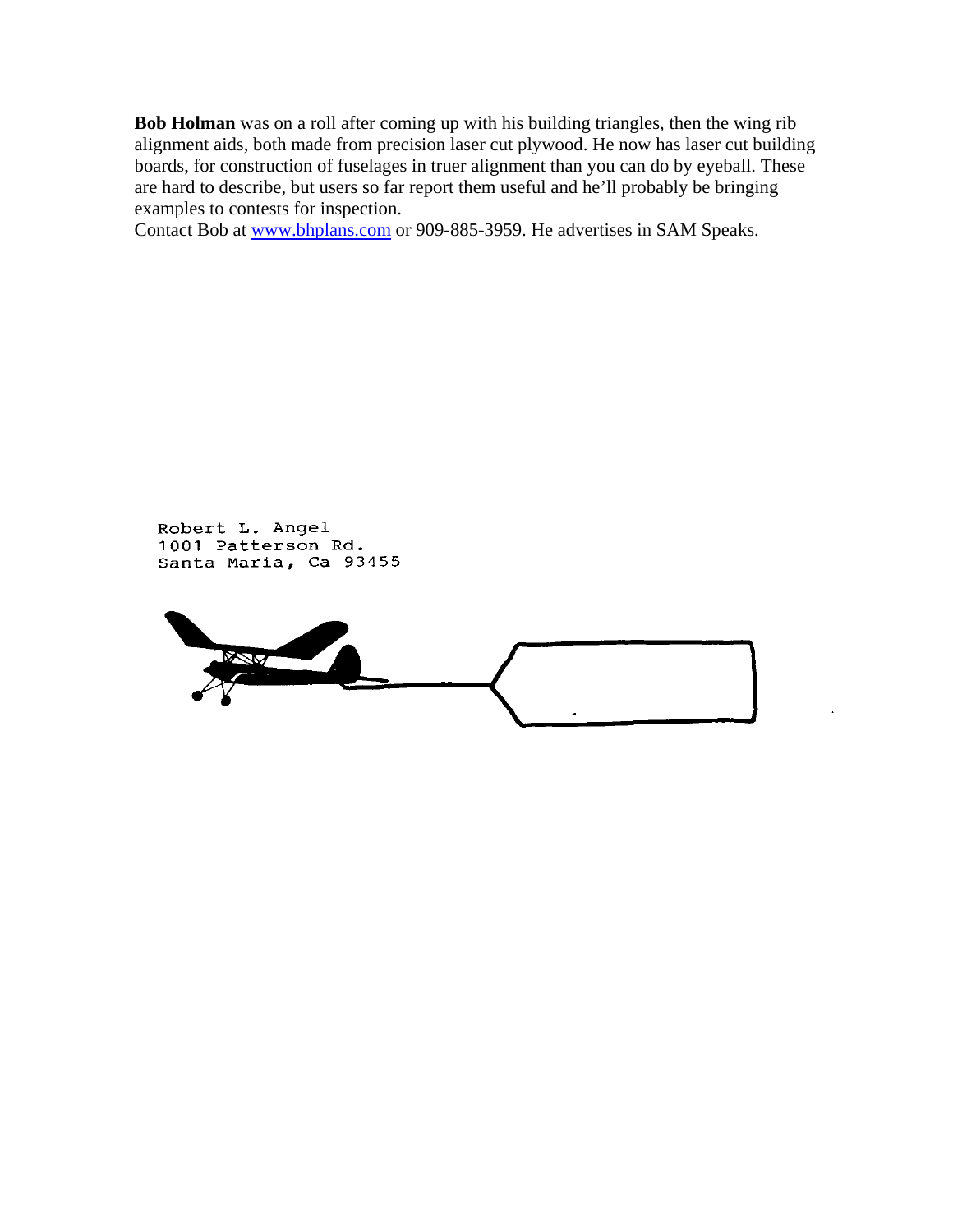**Bob Holman** was on a roll after coming up with his building triangles, then the wing rib alignment aids, both made from precision laser cut plywood. He now has laser cut building boards, for construction of fuselages in truer alignment than you can do by eyeball. These are hard to describe, but users so far report them useful and he'll probably be bringing examples to contests for inspection.
Contact Bob at www.bhplans.com or 909-885-3959. He advertises in SAM Speaks.

Robert L. Angel
1001 Patterson Rd.
Santa Maria, Ca 93455